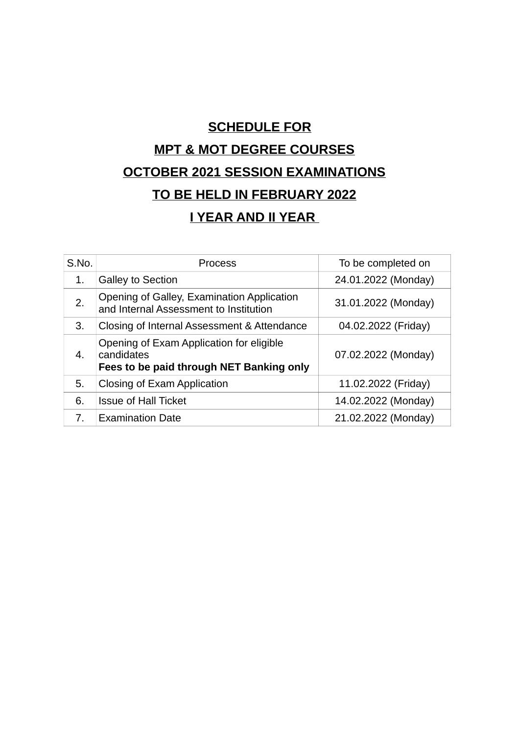# SCHEDULE FOR
# MPT & MOT DEGREE COURSES
# OCTOBER 2021 SESSION EXAMINATIONS
# TO BE HELD IN FEBRUARY 2022
# I YEAR AND II YEAR

| S.No. | Process | To be completed on |
|---|---|---|
| 1. | Galley to Section | 24.01.2022 (Monday) |
| 2. | Opening of Galley, Examination Application and Internal Assessment to Institution | 31.01.2022 (Monday) |
| 3. | Closing of Internal Assessment & Attendance | 04.02.2022 (Friday) |
| 4. | Opening of Exam Application for eligible candidates **Fees to be paid through NET Banking only** | 07.02.2022 (Monday) |
| 5. | Closing of Exam Application | 11.02.2022 (Friday) |
| 6. | Issue of Hall Ticket | 14.02.2022 (Monday) |
| 7. | Examination Date | 21.02.2022 (Monday) |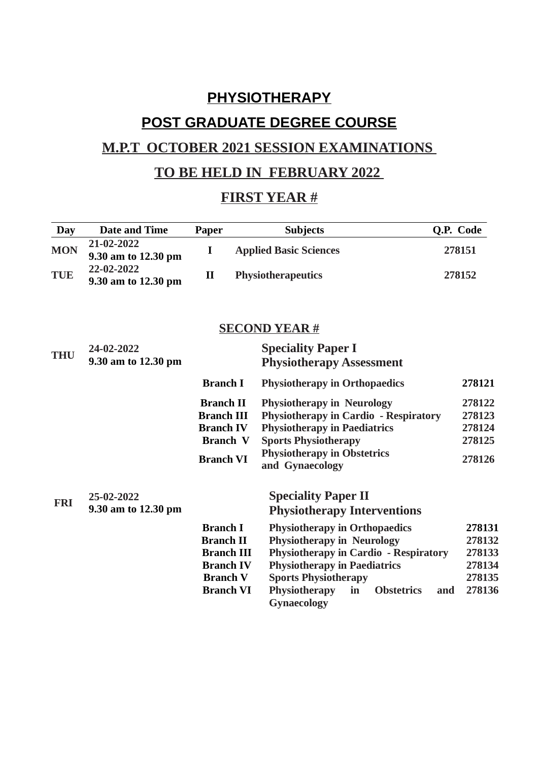# PHYSIOTHERAPY

## POST GRADUATE DEGREE COURSE

## M.P.T OCTOBER 2021 SESSION EXAMINATIONS

## TO BE HELD IN FEBRUARY 2022

### FIRST YEAR #

| Day | Date and Time | Paper | Subjects | Q.P. Code |
|---|---|---|---|---|
| MON | 21-02-2022<br>9.30 am to 12.30 pm | I | Applied Basic Sciences | 278151 |
| TUE | 22-02-2022<br>9.30 am to 12.30 pm | II | Physiotherapeutics | 278152 |

### SECOND YEAR #

| Day | Date and Time | Branch | Subjects | Q.P. Code |
|---|---|---|---|---|
| THU | 24-02-2022<br>9.30 am to 12.30 pm | | **Speciality Paper I**<br>**Physiotherapy Assessment** | |
| | | Branch I | Physiotherapy in Orthopaedics | 278121 |
| | | Branch II | Physiotherapy in Neurology | 278122 |
| | | Branch III | Physiotherapy in Cardio - Respiratory | 278123 |
| | | Branch IV | Physiotherapy in Paediatrics | 278124 |
| | | Branch V | Sports Physiotherapy | 278125 |
| | | Branch VI | Physiotherapy in Obstetrics and Gynaecology | 278126 |
| FRI | 25-02-2022<br>9.30 am to 12.30 pm | | **Speciality Paper II**<br>**Physiotherapy Interventions** | |
| | | Branch I | Physiotherapy in Orthopaedics | 278131 |
| | | Branch II | Physiotherapy in Neurology | 278132 |
| | | Branch III | Physiotherapy in Cardio - Respiratory | 278133 |
| | | Branch IV | Physiotherapy in Paediatrics | 278134 |
| | | Branch V | Sports Physiotherapy | 278135 |
| | | Branch VI | Physiotherapy in Obstetrics and Gynaecology | 278136 |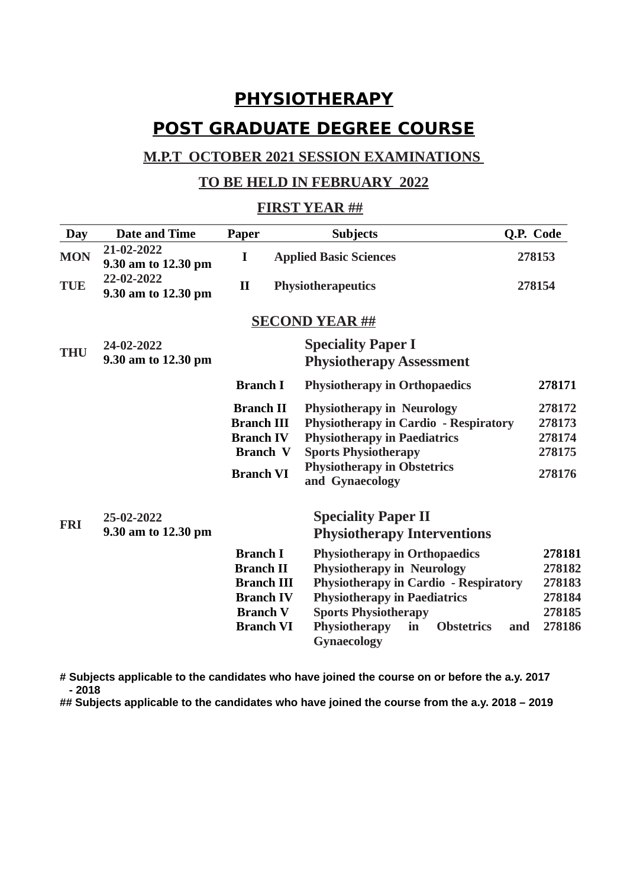# PHYSIOTHERAPY

# POST GRADUATE DEGREE COURSE

## M.P.T OCTOBER 2021 SESSION EXAMINATIONS

## TO BE HELD IN FEBRUARY 2022

### FIRST YEAR ##

| Day | Date and Time | Paper | Subjects | Q.P. Code |
|---|---|---|---|---|
| MON | 21-02-2022<br>9.30 am to 12.30 pm | I | Applied Basic Sciences | 278153 |
| TUE | 22-02-2022<br>9.30 am to 12.30 pm | II | Physiotherapeutics | 278154 |

### SECOND YEAR ##

| Day | Date and Time | Paper | Subjects | Q.P. Code |
|---|---|---|---|---|
| THU | 24-02-2022<br>9.30 am to 12.30 pm | | **Speciality Paper I<br>Physiotherapy Assessment** | |
| | | Branch I | Physiotherapy in Orthopaedics | 278171 |
| | | Branch II | Physiotherapy in Neurology | 278172 |
| | | Branch III | Physiotherapy in Cardio - Respiratory | 278173 |
| | | Branch IV | Physiotherapy in Paediatrics | 278174 |
| | | Branch V | Sports Physiotherapy | 278175 |
| | | Branch VI | Physiotherapy in Obstetrics and Gynaecology | 278176 |
| FRI | 25-02-2022<br>9.30 am to 12.30 pm | | **Speciality Paper II<br>Physiotherapy Interventions** | |
| | | Branch I | Physiotherapy in Orthopaedics | 278181 |
| | | Branch II | Physiotherapy in Neurology | 278182 |
| | | Branch III | Physiotherapy in Cardio - Respiratory | 278183 |
| | | Branch IV | Physiotherapy in Paediatrics | 278184 |
| | | Branch V | Sports Physiotherapy | 278185 |
| | | Branch VI | Physiotherapy in Obstetrics and Gynaecology | 278186 |

**# Subjects applicable to the candidates who have joined the course on or before the a.y. 2017 - 2018**

**## Subjects applicable to the candidates who have joined the course from the a.y. 2018 – 2019**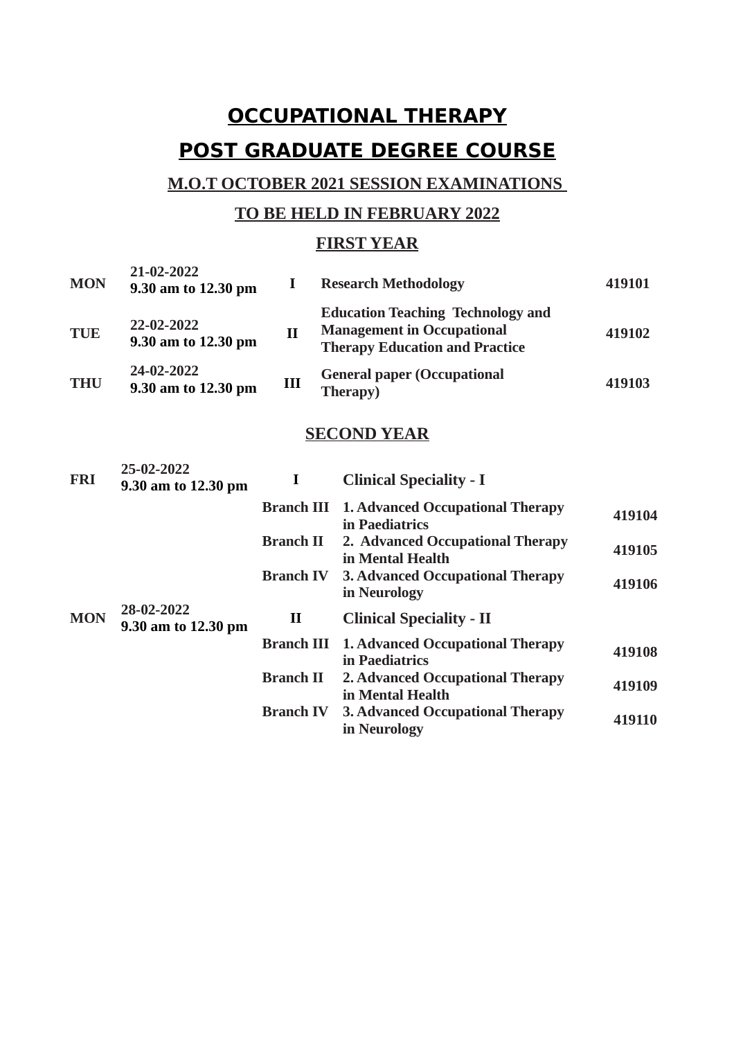# OCCUPATIONAL THERAPY

# POST GRADUATE DEGREE COURSE

## M.O.T OCTOBER 2021 SESSION EXAMINATIONS

## TO BE HELD IN FEBRUARY 2022

### FIRST YEAR

| | | | | |
|---|---|---|---|---|
| **MON** | **21-02-2022 9.30 am to 12.30 pm** | **I** | **Research Methodology** | **419101** |
| **TUE** | **22-02-2022 9.30 am to 12.30 pm** | **II** | **Education Teaching Technology and Management in Occupational Therapy Education and Practice** | **419102** |
| **THU** | **24-02-2022 9.30 am to 12.30 pm** | **III** | **General paper (Occupational Therapy)** | **419103** |

### SECOND YEAR

| | | | | |
|---|---|---|---|---|
| **FRI** | **25-02-2022 9.30 am to 12.30 pm** | **I** | **Clinical Speciality - I** | |
| | | **Branch III** | **1. Advanced Occupational Therapy in Paediatrics** | **419104** |
| | | **Branch II** | **2. Advanced Occupational Therapy in Mental Health** | **419105** |
| | | **Branch IV** | **3. Advanced Occupational Therapy in Neurology** | **419106** |
| **MON** | **28-02-2022 9.30 am to 12.30 pm** | **II** | **Clinical Speciality - II** | |
| | | **Branch III** | **1. Advanced Occupational Therapy in Paediatrics** | **419108** |
| | | **Branch II** | **2. Advanced Occupational Therapy in Mental Health** | **419109** |
| | | **Branch IV** | **3. Advanced Occupational Therapy in Neurology** | **419110** |